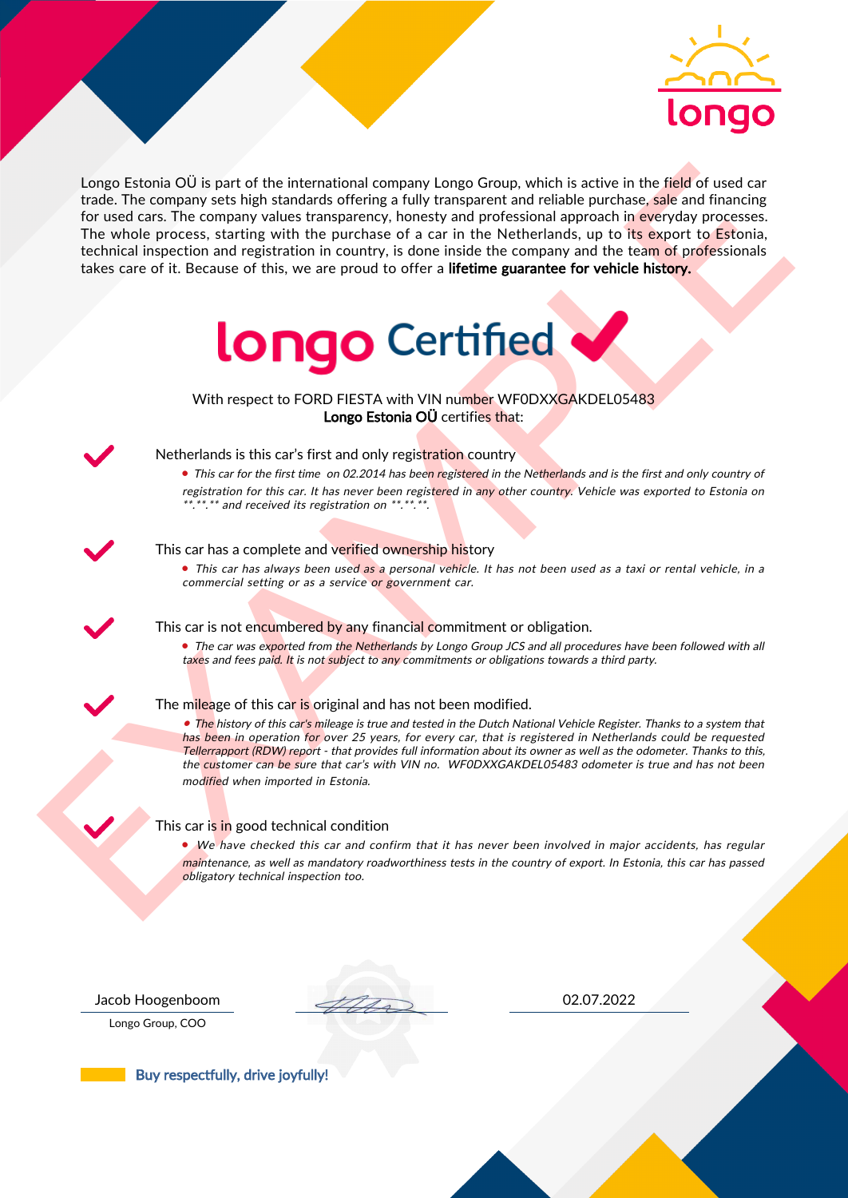longo

Longo Estonia OÜ is part of the international company Longo Group, which is active in the field of used car trade. The company sets high standards offering a fully transparent and reliable purchase, sale and financing for used cars. The company values transparency, honesty and professional approach in everyday processes. The whole process, starting with the purchase of a car in the Netherlands, up to its export to Estonia, technical inspection and registration in country, is done inside the company and the team of professionals takes care of it. Because of this, we are proud to offer a **lifetime guarantee for vehicle history.**

# longo Certified

With respect to FORD FIESTA with VIN number WF0DXXGAKDEL05483
**Longo Estonia OÜ** certifies that:

Netherlands is this car's first and only registration country

- *This car for the first time on 02.2014 has been registered in the Netherlands and is the first and only country of registration for this car. It has never been registered in any other country. Vehicle was exported to Estonia on \*\*.\*\*.\*\* and received its registration on \*\*.\*\*.\*\*.*

This car has a complete and verified ownership history

- *This car has always been used as a personal vehicle. It has not been used as a taxi or rental vehicle, in a commercial setting or as a service or government car.*

This car is not encumbered by any financial commitment or obligation.

- *The car was exported from the Netherlands by Longo Group JCS and all procedures have been followed with all taxes and fees paid. It is not subject to any commitments or obligations towards a third party.*

The mileage of this car is original and has not been modified.

- *The history of this car's mileage is true and tested in the Dutch National Vehicle Register. Thanks to a system that has been in operation for over 25 years, for every car, that is registered in Netherlands could be requested Tellerrapport (RDW) report - that provides full information about its owner as well as the odometer. Thanks to this, the customer can be sure that car's with VIN no. WF0DXXGAKDEL05483 odometer is true and has not been modified when imported in Estonia.*

This car is in good technical condition

- *We have checked this car and confirm that it has never been involved in major accidents, has regular maintenance, as well as mandatory roadworthiness tests in the country of export. In Estonia, this car has passed obligatory technical inspection too.*

Jacob Hoogenboom
Longo Group, COO

02.07.2022

Buy respectfully, drive joyfully!

EXAMPLE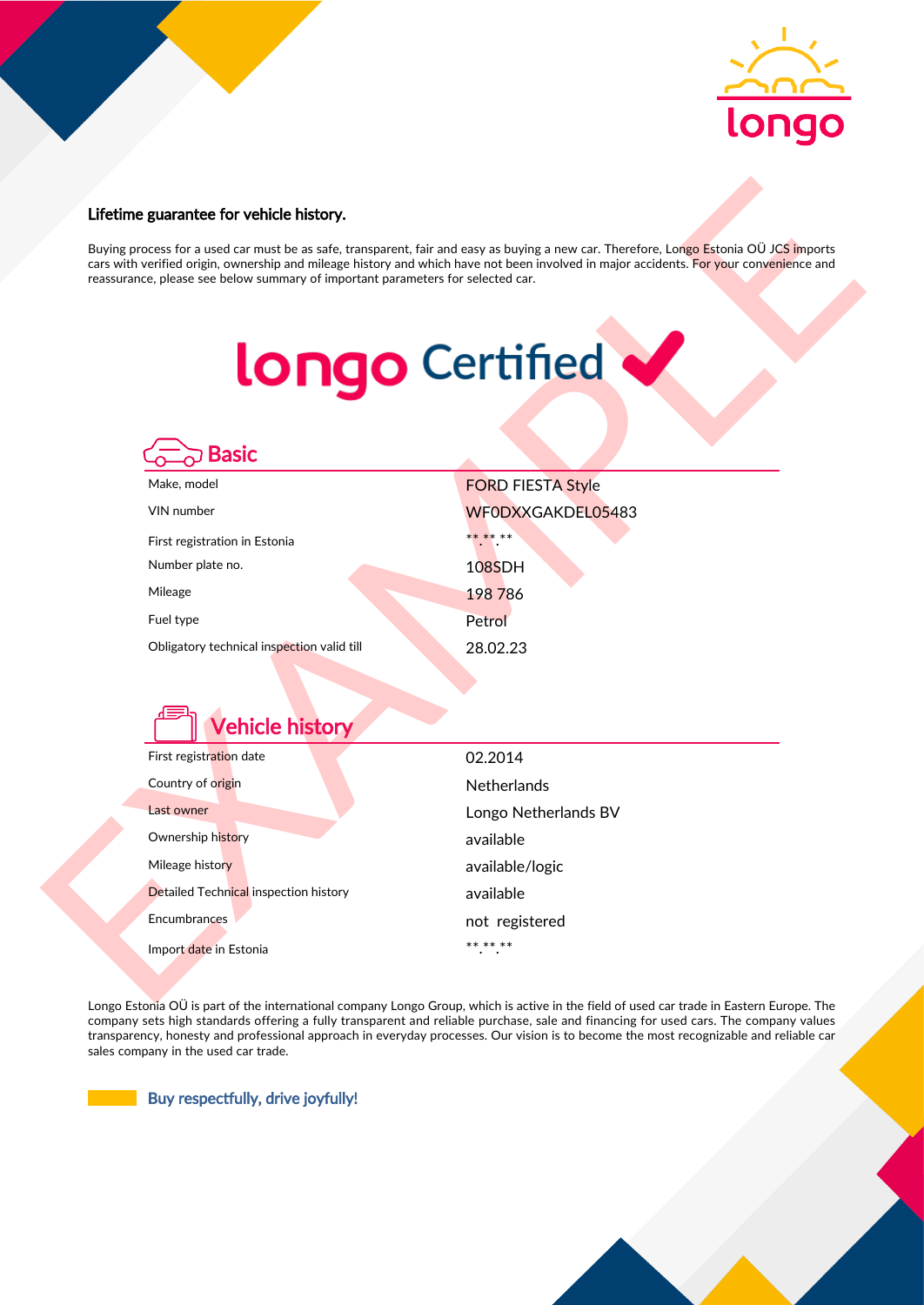longo

**Lifetime guarantee for vehicle history.**

Buying process for a used car must be as safe, transparent, fair and easy as buying a new car. Therefore, Longo Estonia OÜ JCS imports cars with verified origin, ownership and mileage history and which have not been involved in major accidents. For your convenience and reassurance, please see below summary of important parameters for selected car.

# longo Certified ✔

## Basic

| | |
|---|---|
| Make, model | FORD FIESTA Style |
| VIN number | WF0DXXGAKDEL05483 |
| First registration in Estonia | **.**.** |
| Number plate no. | 108SDH |
| Mileage | 198 786 |
| Fuel type | Petrol |
| Obligatory technical inspection valid till | 28.02.23 |

## Vehicle history

| | |
|---|---|
| First registration date | 02.2014 |
| Country of origin | Netherlands |
| Last owner | Longo Netherlands BV |
| Ownership history | available |
| Mileage history | available/logic |
| Detailed Technical inspection history | available |
| Encumbrances | not registered |
| Import date in Estonia | **.**.** |

Longo Estonia OÜ is part of the international company Longo Group, which is active in the field of used car trade in Eastern Europe. The company sets high standards offering a fully transparent and reliable purchase, sale and financing for used cars. The company values transparency, honesty and professional approach in everyday processes. Our vision is to become the most recognizable and reliable car sales company in the used car trade.

Buy respectfully, drive joyfully!

EXAMPLE